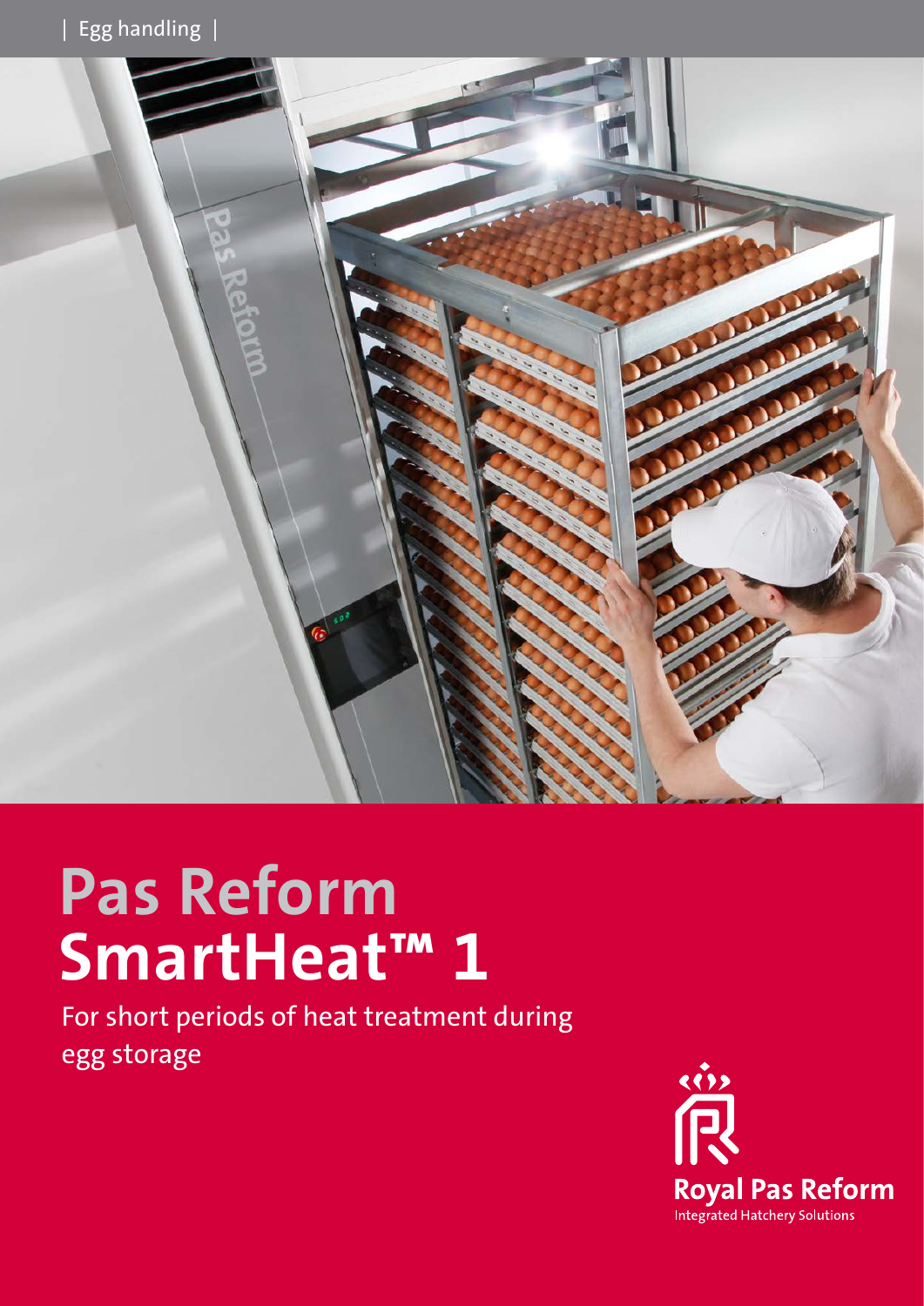| Egg handling |

# Pas Reform
# SmartHeat™ 1

For short periods of heat treatment during egg storage

Royal Pas Reform
Integrated Hatchery Solutions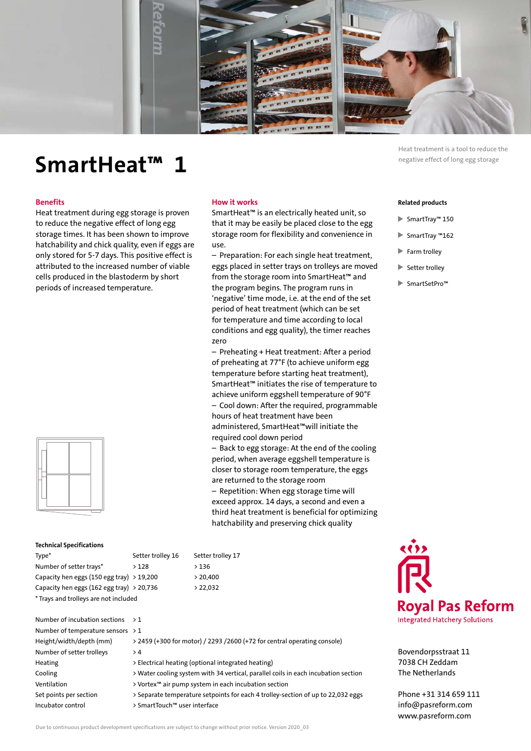# SmartHeat™ 1

Heat treatment is a tool to reduce the negative effect of long egg storage

## Benefits

Heat treatment during egg storage is proven to reduce the negative effect of long egg storage times. It has been shown to improve hatchability and chick quality, even if eggs are only stored for 5-7 days. This positive effect is attributed to the increased number of viable cells produced in the blastoderm by short periods of increased temperature.

## How it works

SmartHeat™ is an electrically heated unit, so that it may be easily be placed close to the egg storage room for flexibility and convenience in use.

– Preparation: For each single heat treatment, eggs placed in setter trays on trolleys are moved from the storage room into SmartHeat™ and the program begins. The program runs in 'negative' time mode, i.e. at the end of the set period of heat treatment (which can be set for temperature and time according to local conditions and egg quality), the timer reaches zero

– Preheating + Heat treatment: After a period of preheating at 77°F (to achieve uniform egg temperature before starting heat treatment), SmartHeat™ initiates the rise of temperature to achieve uniform eggshell temperature of 90°F

– Cool down: After the required, programmable hours of heat treatment have been administered, SmartHeat™will initiate the required cool down period

– Back to egg storage: At the end of the cooling period, when average eggshell temperature is closer to storage room temperature, the eggs are returned to the storage room

– Repetition: When egg storage time will exceed approx. 14 days, a second and even a third heat treatment is beneficial for optimizing hatchability and preserving chick quality

**Related products**

- SmartTray™ 150
- SmartTray ™162
- Farm trolley
- Setter trolley
- SmartSetPro™

**Technical Specifications**

| | | |
|---|---|---|
| Type* | Setter trolley 16 | Setter trolley 17 |
| Number of setter trays* | > 128 | > 136 |
| Capacity hen eggs (150 egg tray) | > 19,200 | > 20,400 |
| Capacity hen eggs (162 egg tray) | > 20,736 | > 22,032 |

\* Trays and trolleys are not included

| | |
|---|---|
| Number of incubation sections | > 1 |
| Number of temperature sensors | > 1 |
| Height/width/depth (mm) | > 2459 (+300 for motor) / 2293 /2600 (+72 for central operating console) |
| Number of setter trolleys | > 4 |
| Heating | > Electrical heating (optional integrated heating) |
| Cooling | > Water cooling system with 34 vertical, parallel coils in each incubation section |
| Ventilation | > Vortex™ air pump system in each incubation section |
| Set points per section | > Separate temperature setpoints for each 4 trolley-section of up to 22,032 eggs |
| Incubator control | > SmartTouch™ user interface |

**Royal Pas Reform**
Integrated Hatchery Solutions

Bovendorpsstraat 11
7038 CH Zeddam
The Netherlands

Phone +31 314 659 111
info@pasreform.com
www.pasreform.com

Due to continuous product development specifications are subject to change without prior notice. Version 2020_03